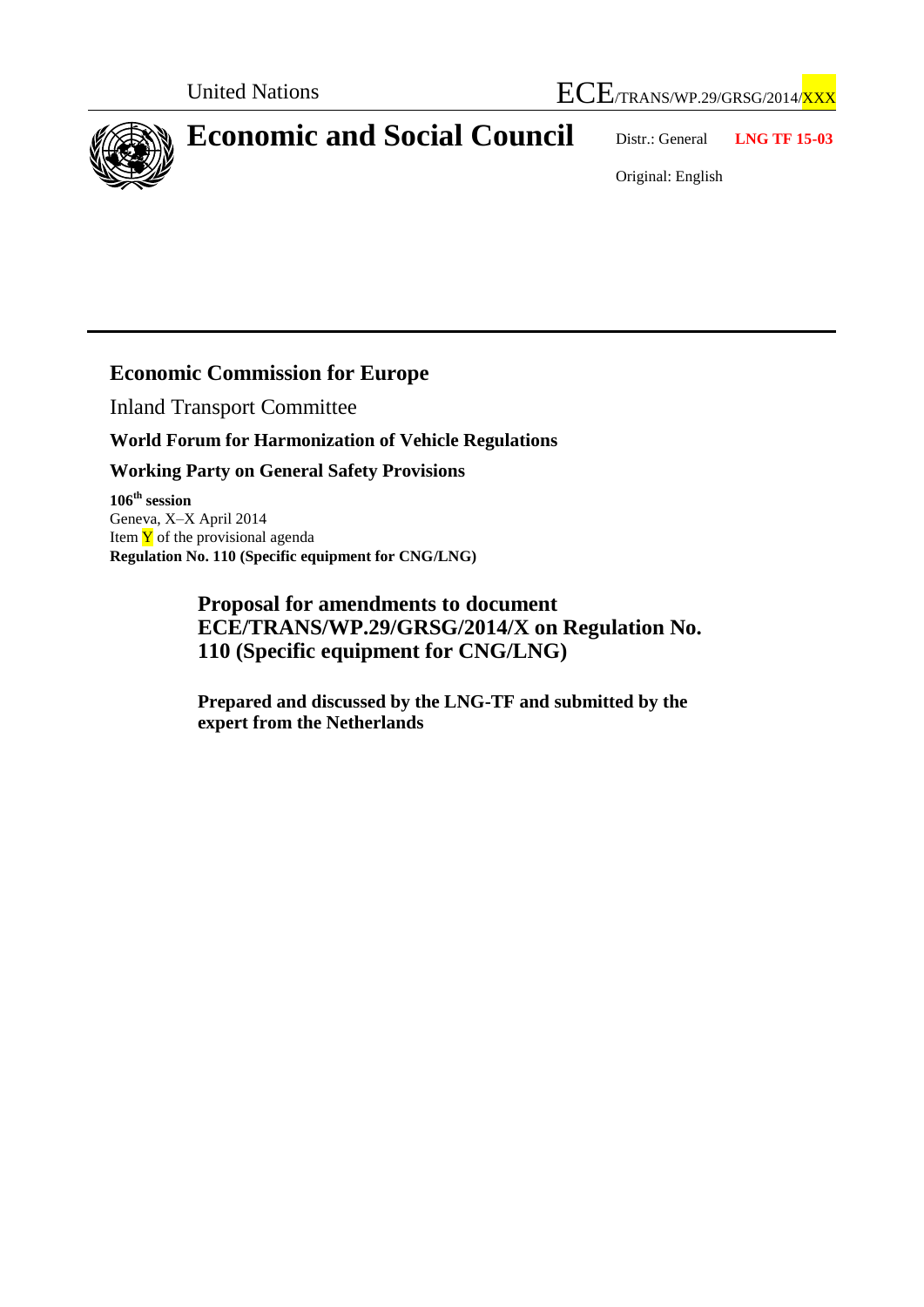United Nations

ECE/TRANS/WP.29/GRSG/2014/XXX

# Economic and Social Council

Distr.: General

**LNG TF 15-03**

Original: English

## Economic Commission for Europe

Inland Transport Committee

**World Forum for Harmonization of Vehicle Regulations**

**Working Party on General Safety Provisions**

**106th session**
Geneva, X–X April 2014
Item Y of the provisional agenda
**Regulation No. 110 (Specific equipment for CNG/LNG)**

## Proposal for amendments to document ECE/TRANS/WP.29/GRSG/2014/X on Regulation No. 110 (Specific equipment for CNG/LNG)

**Prepared and discussed by the LNG-TF and submitted by the expert from the Netherlands**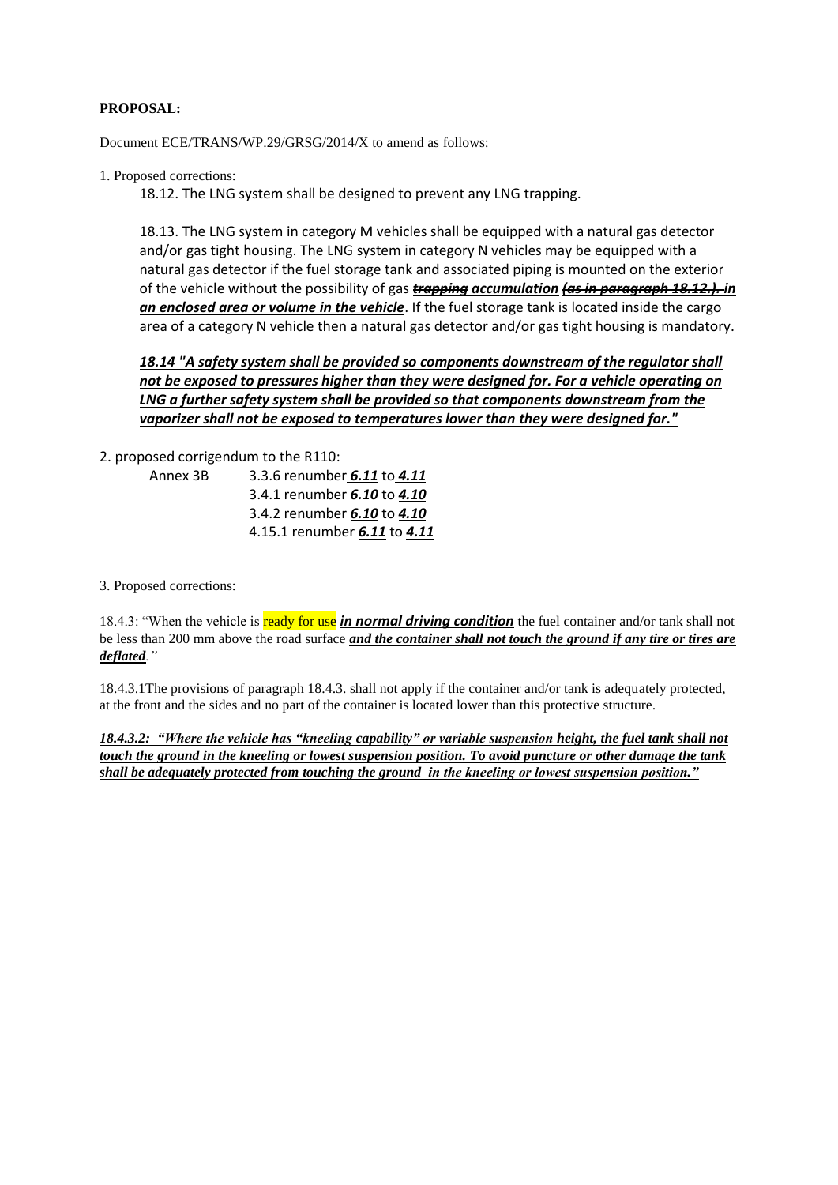**PROPOSAL:**

Document ECE/TRANS/WP.29/GRSG/2014/X to amend as follows:

1. Proposed corrections:

18.12. The LNG system shall be designed to prevent any LNG trapping.

18.13. The LNG system in category M vehicles shall be equipped with a natural gas detector and/or gas tight housing. The LNG system in category N vehicles may be equipped with a natural gas detector if the fuel storage tank and associated piping is mounted on the exterior of the vehicle without the possibility of gas ~~***trapping***~~ ***accumulation*** ~~***(as in paragraph 18.12.).***~~ ***in an enclosed area or volume in the vehicle***. If the fuel storage tank is located inside the cargo area of a category N vehicle then a natural gas detector and/or gas tight housing is mandatory.

***18.14 "A safety system shall be provided so components downstream of the regulator shall not be exposed to pressures higher than they were designed for. For a vehicle operating on LNG a further safety system shall be provided so that components downstream from the vaporizer shall not be exposed to temperatures lower than they were designed for."***

2. proposed corrigendum to the R110:

| | |
|---|---|
| Annex 3B | 3.3.6 renumber ***6.11*** to ***4.11*** |
| | 3.4.1 renumber ***6.10*** to ***4.10*** |
| | 3.4.2 renumber ***6.10*** to ***4.10*** |
| | 4.15.1 renumber ***6.11*** to ***4.11*** |

3. Proposed corrections:

18.4.3: "When the vehicle is ~~ready for use~~ ***in normal driving condition*** the fuel container and/or tank shall not be less than 200 mm above the road surface ***and the container shall not touch the ground if any tire or tires are deflated**."*

18.4.3.1The provisions of paragraph 18.4.3. shall not apply if the container and/or tank is adequately protected, at the front and the sides and no part of the container is located lower than this protective structure.

***18.4.3.2: "Where the vehicle has "kneeling capability" or variable suspension height, the fuel tank shall not touch the ground in the kneeling or lowest suspension position. To avoid puncture or other damage the tank shall be adequately protected from touching the ground in the kneeling or lowest suspension position."***